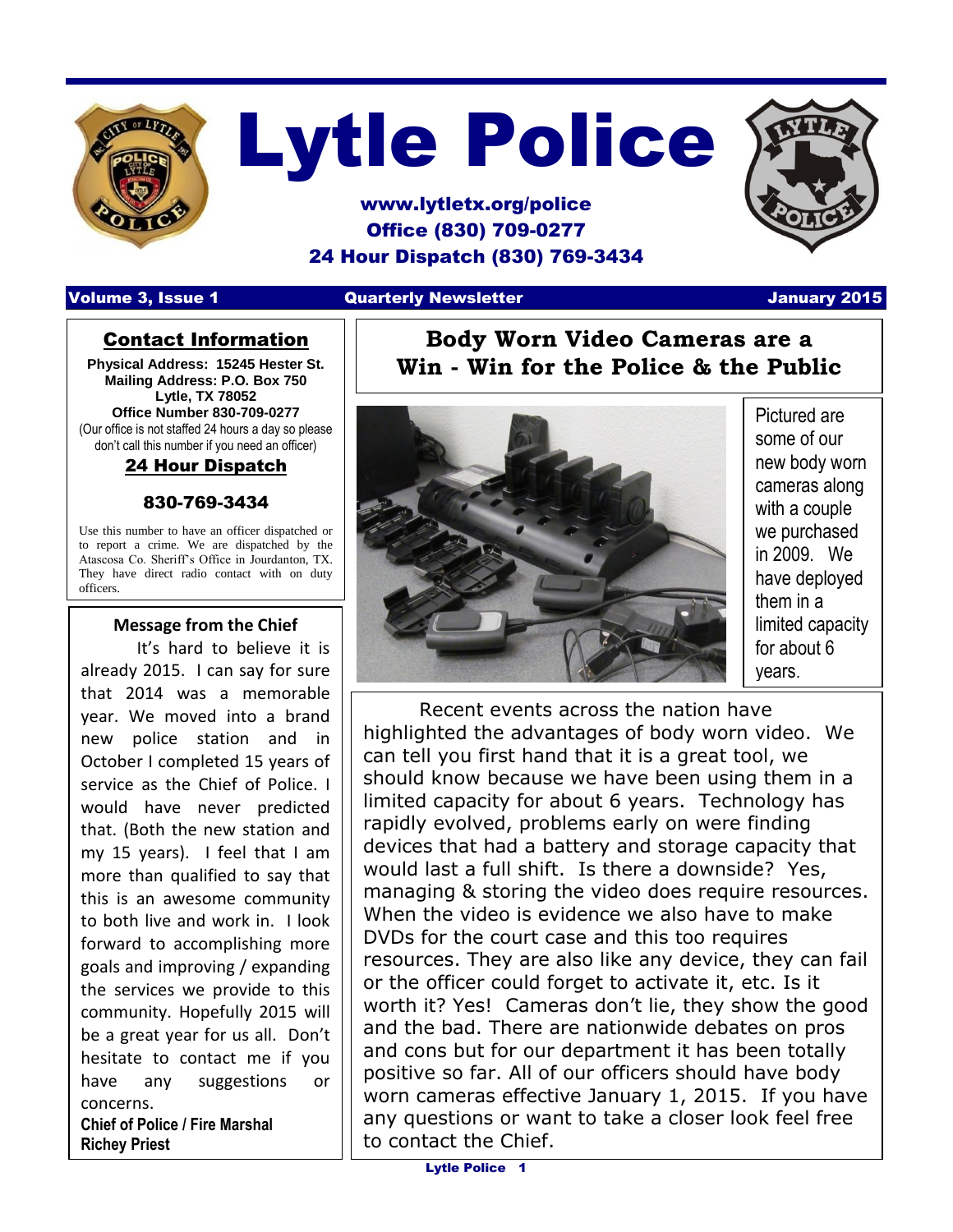# Lytle Police

**www.lytletx.org/police**
**Office (830) 709-0277**
**24 Hour Dispatch (830) 769-3434**

**Volume 3, Issue 1** **Quarterly Newsletter** **January 2015**

## Contact Information

**Physical Address: 15245 Hester St.**
**Mailing Address: P.O. Box 750**
**Lytle, TX 78052**
**Office Number 830-709-0277**
(Our office is not staffed 24 hours a day so please don't call this number if you need an officer)

### 24 Hour Dispatch

**830-769-3434**

Use this number to have an officer dispatched or to report a crime. We are dispatched by the Atascosa Co. Sheriff's Office in Jourdanton, TX. They have direct radio contact with on duty officers.

### Message from the Chief

It's hard to believe it is already 2015. I can say for sure that 2014 was a memorable year. We moved into a brand new police station and in October I completed 15 years of service as the Chief of Police. I would have never predicted that. (Both the new station and my 15 years). I feel that I am more than qualified to say that this is an awesome community to both live and work in. I look forward to accomplishing more goals and improving / expanding the services we provide to this community. Hopefully 2015 will be a great year for us all. Don't hesitate to contact me if you have any suggestions or concerns.

**Chief of Police / Fire Marshal**
**Richey Priest**

## Body Worn Video Cameras are a Win - Win for the Police & the Public

Pictured are some of our new body worn cameras along with a couple we purchased in 2009. We have deployed them in a limited capacity for about 6 years.

Recent events across the nation have highlighted the advantages of body worn video. We can tell you first hand that it is a great tool, we should know because we have been using them in a limited capacity for about 6 years. Technology has rapidly evolved, problems early on were finding devices that had a battery and storage capacity that would last a full shift. Is there a downside? Yes, managing & storing the video does require resources. When the video is evidence we also have to make DVDs for the court case and this too requires resources. They are also like any device, they can fail or the officer could forget to activate it, etc. Is it worth it? Yes! Cameras don't lie, they show the good and the bad. There are nationwide debates on pros and cons but for our department it has been totally positive so far. All of our officers should have body worn cameras effective January 1, 2015. If you have any questions or want to take a closer look feel free to contact the Chief.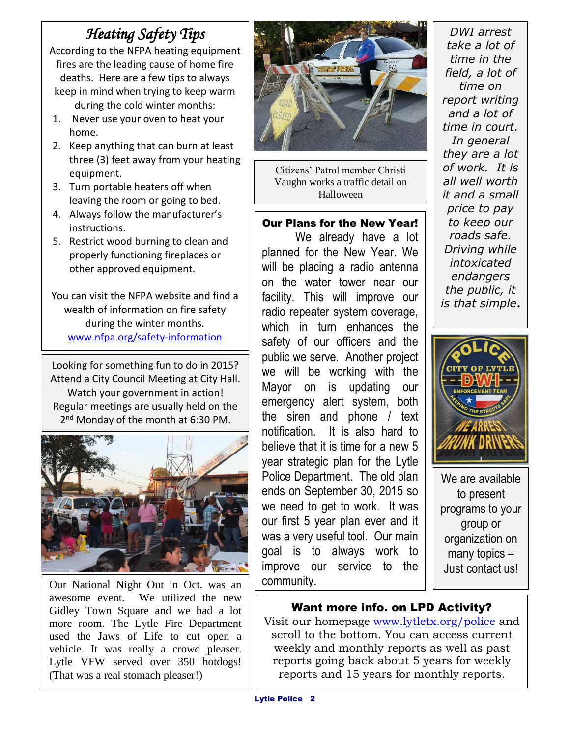## *Heating Safety Tips*

According to the NFPA heating equipment fires are the leading cause of home fire deaths. Here are a few tips to always keep in mind when trying to keep warm during the cold winter months:

1. Never use your oven to heat your home.
2. Keep anything that can burn at least three (3) feet away from your heating equipment.
3. Turn portable heaters off when leaving the room or going to bed.
4. Always follow the manufacturer's instructions.
5. Restrict wood burning to clean and properly functioning fireplaces or other approved equipment.

You can visit the NFPA website and find a wealth of information on fire safety during the winter months. www.nfpa.org/safety-information

Looking for something fun to do in 2015? Attend a City Council Meeting at City Hall. Watch your government in action! Regular meetings are usually held on the 2nd Monday of the month at 6:30 PM.

Our National Night Out in Oct. was an awesome event. We utilized the new Gidley Town Square and we had a lot more room. The Lytle Fire Department used the Jaws of Life to cut open a vehicle. It was really a crowd pleaser. Lytle VFW served over 350 hotdogs! (That was a real stomach pleaser!)

Citizens' Patrol member Christi Vaughn works a traffic detail on Halloween

**Our Plans for the New Year!**

We already have a lot planned for the New Year. We will be placing a radio antenna on the water tower near our facility. This will improve our radio repeater system coverage, which in turn enhances the safety of our officers and the public we serve. Another project we will be working with the Mayor on is updating our emergency alert system, both the siren and phone / text notification. It is also hard to believe that it is time for a new 5 year strategic plan for the Lytle Police Department. The old plan ends on September 30, 2015 so we need to get to work. It was our first 5 year plan ever and it was a very useful tool. Our main goal is to always work to improve our service to the community.

*DWI arrest take a lot of time in the field, a lot of time on report writing and a lot of time in court. In general they are a lot of work. It is all well worth it and a small price to pay to keep our roads safe. Driving while intoxicated endangers the public, it is that simple.*

We are available to present programs to your group or organization on many topics – Just contact us!

**Want more info. on LPD Activity?**

Visit our homepage www.lytletx.org/police and scroll to the bottom. You can access current weekly and monthly reports as well as past reports going back about 5 years for weekly reports and 15 years for monthly reports.